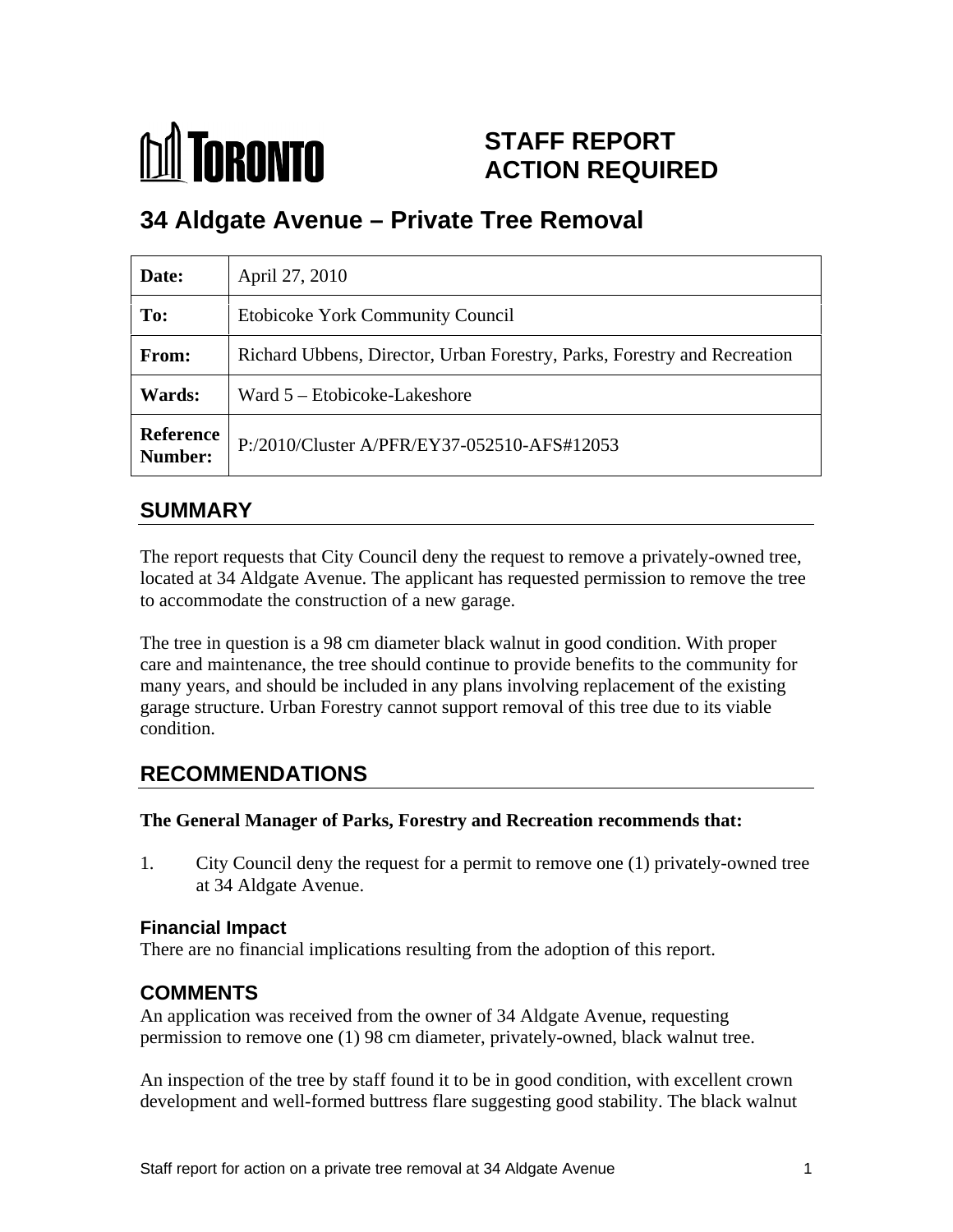# STAFF REPORT ACTION REQUIRED

# 34 Aldgate Avenue – Private Tree Removal

| **Date:** | April 27, 2010 |
|---|---|
| **To:** | Etobicoke York Community Council |
| **From:** | Richard Ubbens, Director, Urban Forestry, Parks, Forestry and Recreation |
| **Wards:** | Ward 5 – Etobicoke-Lakeshore |
| **Reference Number:** | P:/2010/Cluster A/PFR/EY37-052510-AFS#12053 |

## SUMMARY

The report requests that City Council deny the request to remove a privately-owned tree, located at 34 Aldgate Avenue. The applicant has requested permission to remove the tree to accommodate the construction of a new garage.

The tree in question is a 98 cm diameter black walnut in good condition. With proper care and maintenance, the tree should continue to provide benefits to the community for many years, and should be included in any plans involving replacement of the existing garage structure. Urban Forestry cannot support removal of this tree due to its viable condition.

## RECOMMENDATIONS

**The General Manager of Parks, Forestry and Recreation recommends that:**

1. City Council deny the request for a permit to remove one (1) privately-owned tree at 34 Aldgate Avenue.

### Financial Impact

There are no financial implications resulting from the adoption of this report.

## COMMENTS

An application was received from the owner of 34 Aldgate Avenue, requesting permission to remove one (1) 98 cm diameter, privately-owned, black walnut tree.

An inspection of the tree by staff found it to be in good condition, with excellent crown development and well-formed buttress flare suggesting good stability. The black walnut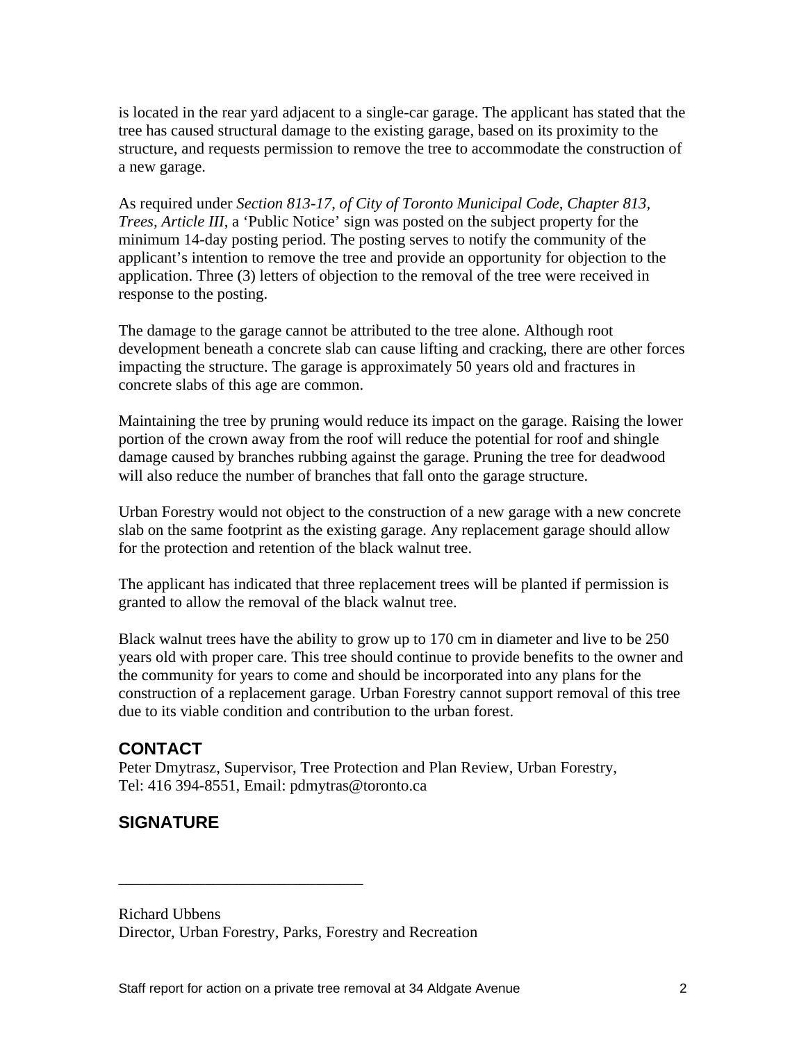is located in the rear yard adjacent to a single-car garage. The applicant has stated that the tree has caused structural damage to the existing garage, based on its proximity to the structure, and requests permission to remove the tree to accommodate the construction of a new garage.

As required under *Section 813-17, of City of Toronto Municipal Code, Chapter 813, Trees, Article III*, a 'Public Notice' sign was posted on the subject property for the minimum 14-day posting period. The posting serves to notify the community of the applicant's intention to remove the tree and provide an opportunity for objection to the application. Three (3) letters of objection to the removal of the tree were received in response to the posting.

The damage to the garage cannot be attributed to the tree alone. Although root development beneath a concrete slab can cause lifting and cracking, there are other forces impacting the structure. The garage is approximately 50 years old and fractures in concrete slabs of this age are common.

Maintaining the tree by pruning would reduce its impact on the garage. Raising the lower portion of the crown away from the roof will reduce the potential for roof and shingle damage caused by branches rubbing against the garage. Pruning the tree for deadwood will also reduce the number of branches that fall onto the garage structure.

Urban Forestry would not object to the construction of a new garage with a new concrete slab on the same footprint as the existing garage. Any replacement garage should allow for the protection and retention of the black walnut tree.

The applicant has indicated that three replacement trees will be planted if permission is granted to allow the removal of the black walnut tree.

Black walnut trees have the ability to grow up to 170 cm in diameter and live to be 250 years old with proper care. This tree should continue to provide benefits to the owner and the community for years to come and should be incorporated into any plans for the construction of a replacement garage. Urban Forestry cannot support removal of this tree due to its viable condition and contribution to the urban forest.

## CONTACT

Peter Dmytrasz, Supervisor, Tree Protection and Plan Review, Urban Forestry,
Tel: 416 394-8551, Email: pdmytras@toronto.ca

## SIGNATURE

_______________________________

Richard Ubbens
Director, Urban Forestry, Parks, Forestry and Recreation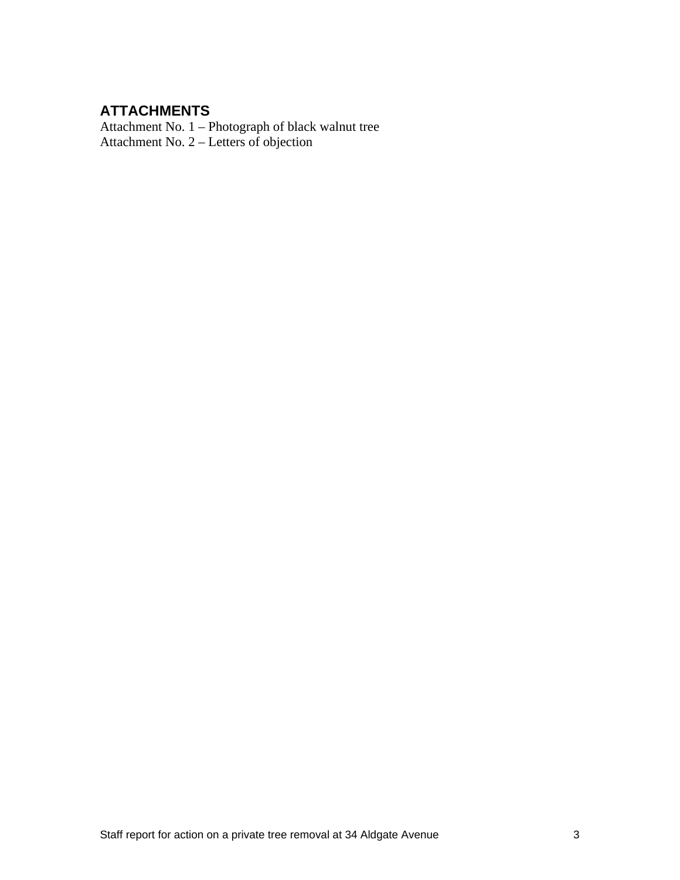## ATTACHMENTS

Attachment No. 1 – Photograph of black walnut tree
Attachment No. 2 – Letters of objection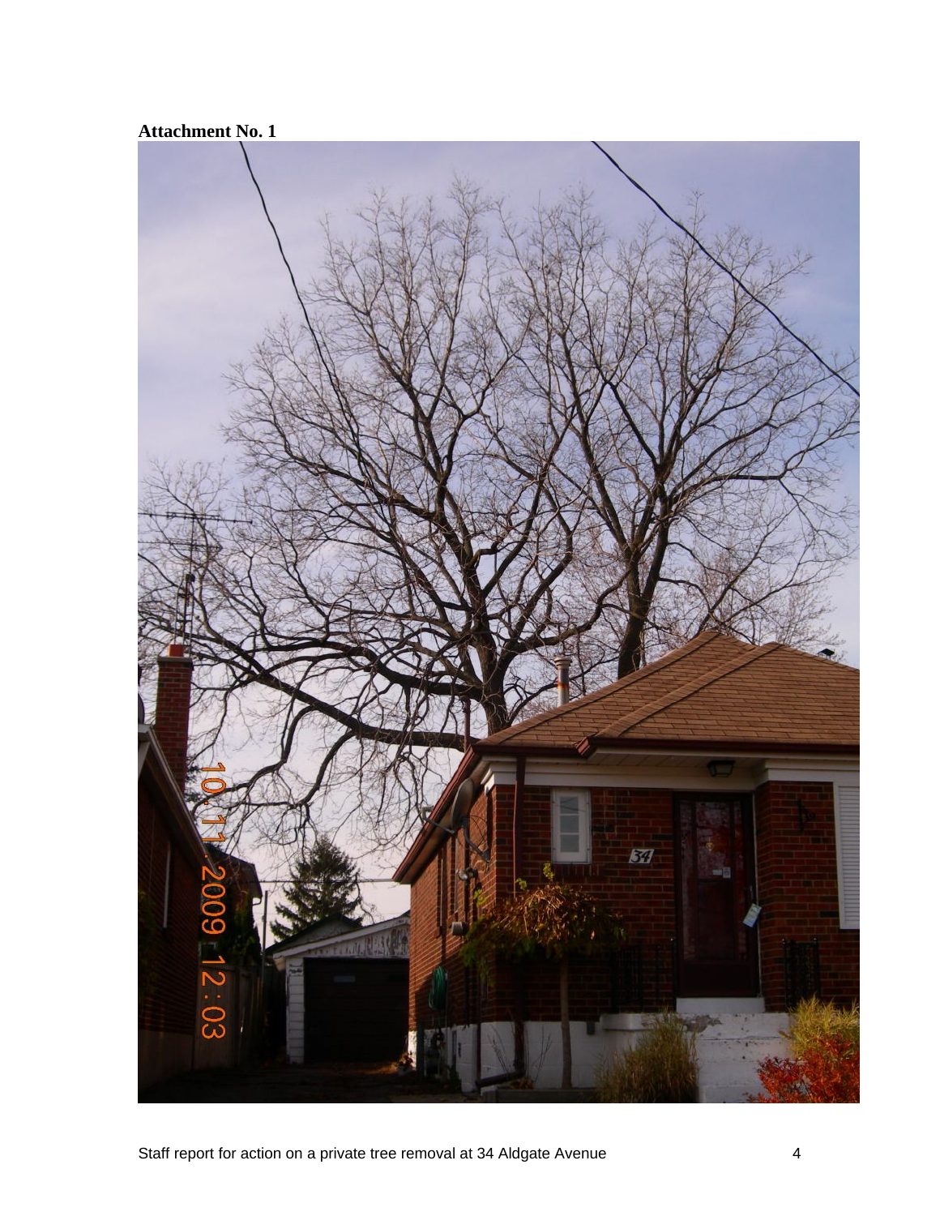**Attachment No. 1**